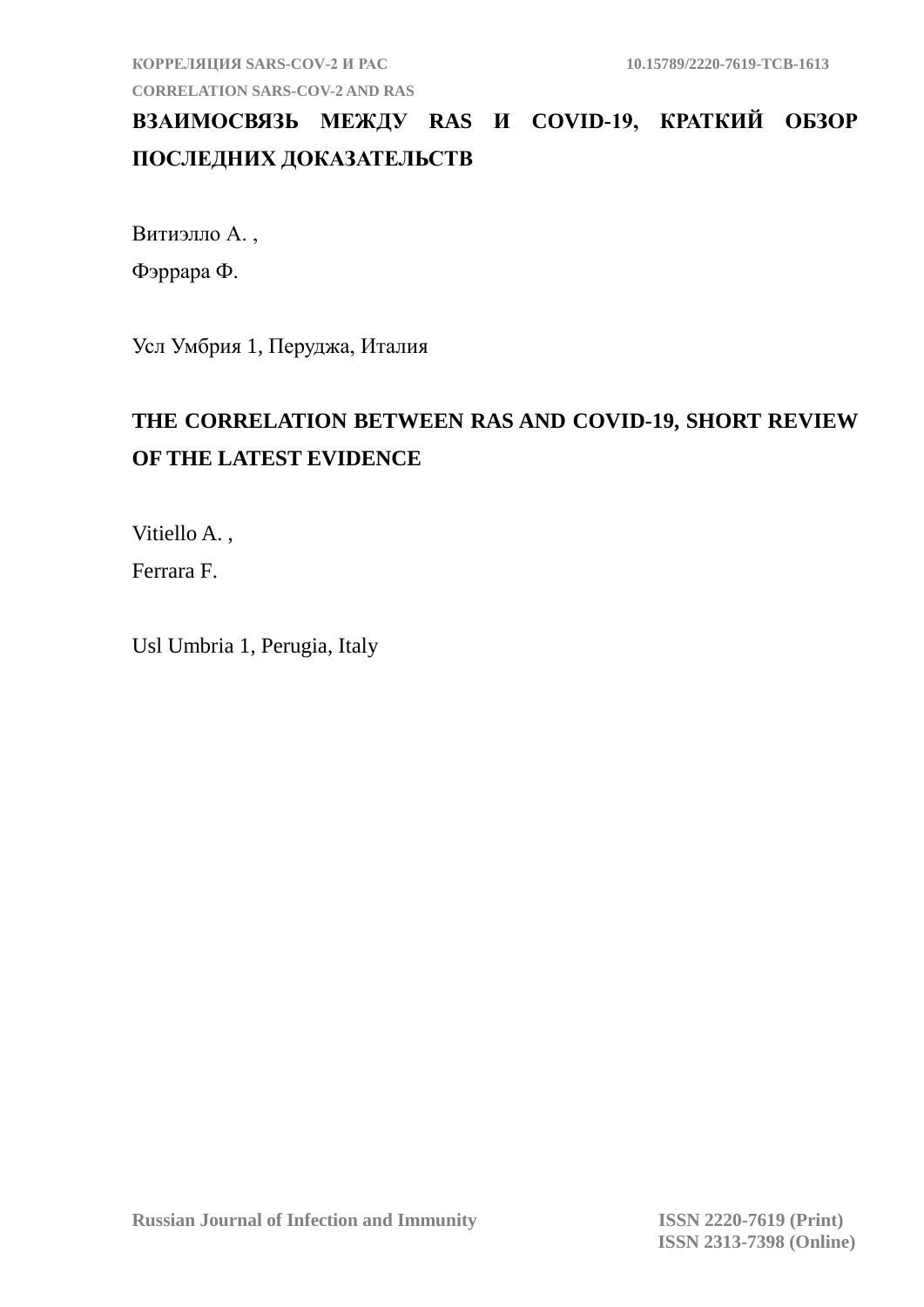# ВЗАИМОСВЯЗЬ МЕЖДУ RAS И COVID-19, КРАТКИЙ ОБЗОР ПОСЛЕДНИХ ДОКАЗАТЕЛЬСТВ

Витиэлло А. ,

Фэррара Ф.

Усл Умбрия 1, Перуджа, Италия

# THE CORRELATION BETWEEN RAS AND COVID-19, SHORT REVIEW OF THE LATEST EVIDENCE

Vitiello A. ,

Ferrara F.

Usl Umbria 1, Perugia, Italy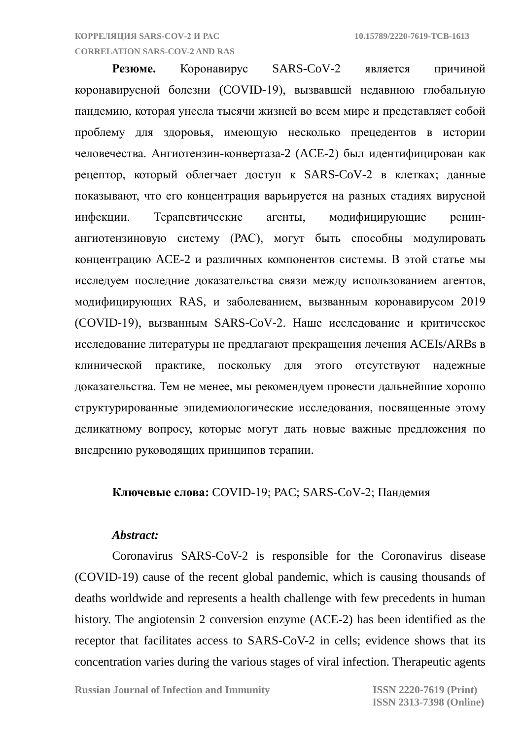**Резюме.** Коронавирус SARS-CoV-2 является причиной коронавирусной болезни (COVID-19), вызвавшей недавнюю глобальную пандемию, которая унесла тысячи жизней во всем мире и представляет собой проблему для здоровья, имеющую несколько прецедентов в истории человечества. Ангиотензин-конвертаза-2 (ACE-2) был идентифицирован как рецептор, который облегчает доступ к SARS-CoV-2 в клетках; данные показывают, что его концентрация варьируется на разных стадиях вирусной инфекции. Терапевтические агенты, модифицирующие ренин-ангиотензиновую систему (РАС), могут быть способны модулировать концентрацию ACE-2 и различных компонентов системы. В этой статье мы исследуем последние доказательства связи между использованием агентов, модифицирующих RAS, и заболеванием, вызванным коронавирусом 2019 (COVID-19), вызванным SARS-CoV-2. Наше исследование и критическое исследование литературы не предлагают прекращения лечения ACEIs/ARBs в клинической практике, поскольку для этого отсутствуют надежные доказательства. Тем не менее, мы рекомендуем провести дальнейшие хорошо структурированные эпидемиологические исследования, посвященные этому деликатному вопросу, которые могут дать новые важные предложения по внедрению руководящих принципов терапии.

**Ключевые слова:** COVID-19; РАС; SARS-CoV-2; Пандемия

***Abstract:***

Coronavirus SARS-CoV-2 is responsible for the Coronavirus disease (COVID-19) cause of the recent global pandemic, which is causing thousands of deaths worldwide and represents a health challenge with few precedents in human history. The angiotensin 2 conversion enzyme (ACE-2) has been identified as the receptor that facilitates access to SARS-CoV-2 in cells; evidence shows that its concentration varies during the various stages of viral infection. Therapeutic agents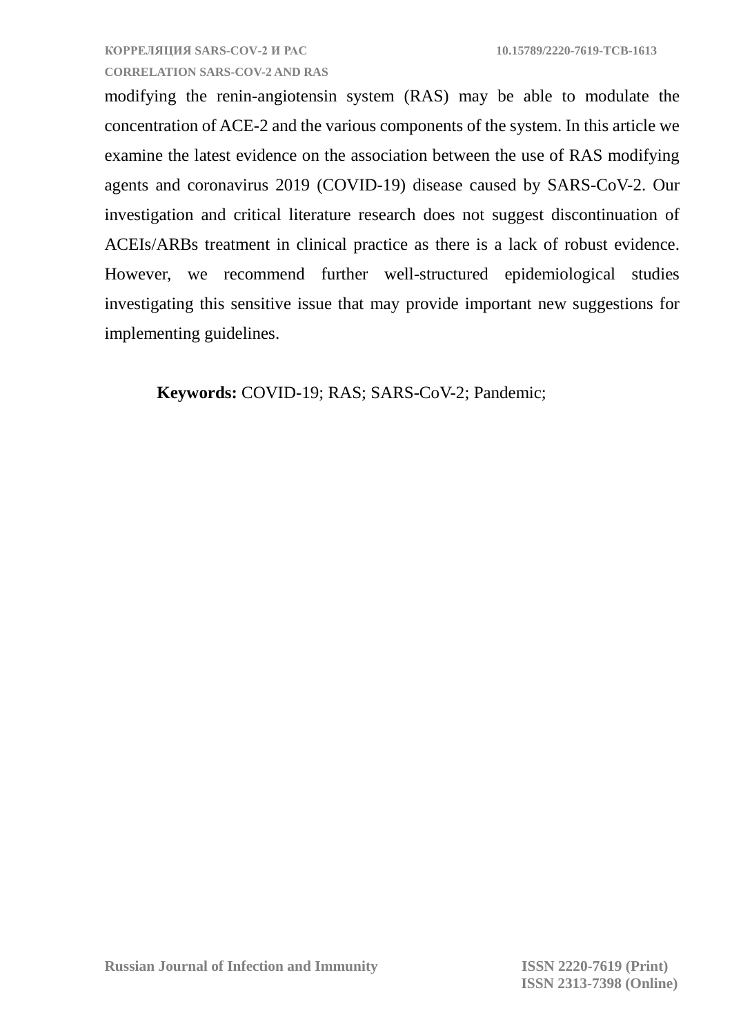modifying the renin-angiotensin system (RAS) may be able to modulate the concentration of ACE-2 and the various components of the system. In this article we examine the latest evidence on the association between the use of RAS modifying agents and coronavirus 2019 (COVID-19) disease caused by SARS-CoV-2. Our investigation and critical literature research does not suggest discontinuation of ACEIs/ARBs treatment in clinical practice as there is a lack of robust evidence. However, we recommend further well-structured epidemiological studies investigating this sensitive issue that may provide important new suggestions for implementing guidelines.

**Keywords:** COVID-19; RAS; SARS-CoV-2; Pandemic;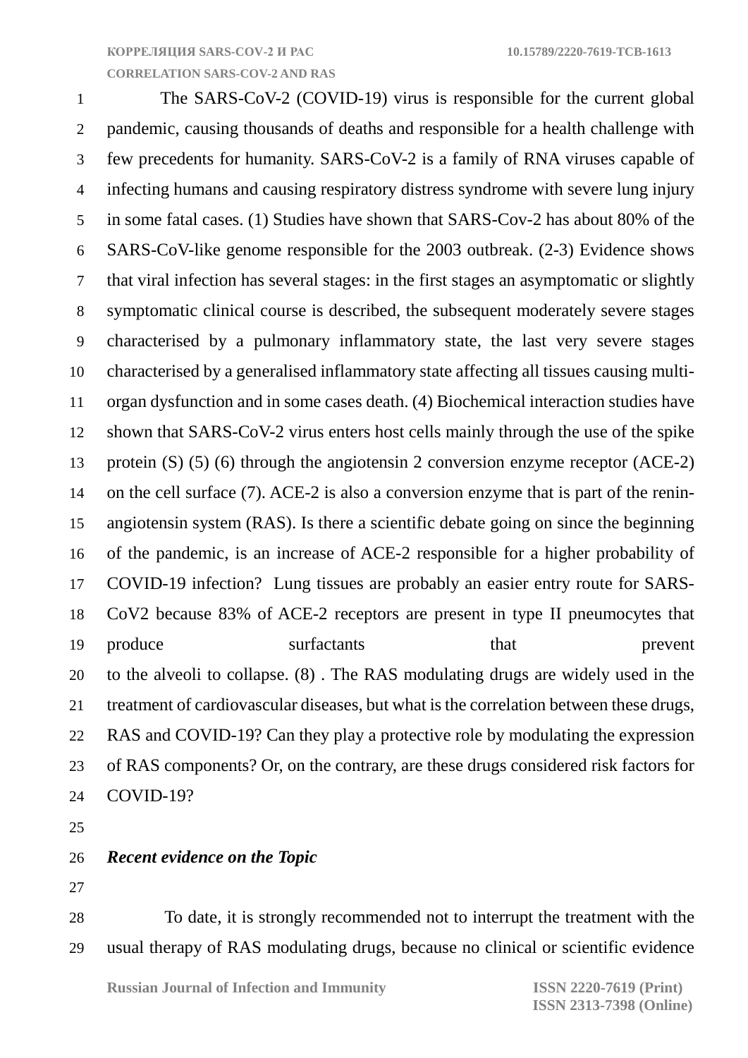The SARS-CoV-2 (COVID-19) virus is responsible for the current global pandemic, causing thousands of deaths and responsible for a health challenge with few precedents for humanity. SARS-CoV-2 is a family of RNA viruses capable of infecting humans and causing respiratory distress syndrome with severe lung injury in some fatal cases. (1) Studies have shown that SARS-Cov-2 has about 80% of the SARS-CoV-like genome responsible for the 2003 outbreak. (2-3) Evidence shows that viral infection has several stages: in the first stages an asymptomatic or slightly symptomatic clinical course is described, the subsequent moderately severe stages characterised by a pulmonary inflammatory state, the last very severe stages characterised by a generalised inflammatory state affecting all tissues causing multi-organ dysfunction and in some cases death. (4) Biochemical interaction studies have shown that SARS-CoV-2 virus enters host cells mainly through the use of the spike protein (S) (5) (6) through the angiotensin 2 conversion enzyme receptor (ACE-2) on the cell surface (7). ACE-2 is also a conversion enzyme that is part of the renin-angiotensin system (RAS). Is there a scientific debate going on since the beginning of the pandemic, is an increase of ACE-2 responsible for a higher probability of COVID-19 infection? Lung tissues are probably an easier entry route for SARS-CoV2 because 83% of ACE-2 receptors are present in type II pneumocytes that produce surfactants that prevent to the alveoli to collapse. (8) . The RAS modulating drugs are widely used in the treatment of cardiovascular diseases, but what is the correlation between these drugs, RAS and COVID-19? Can they play a protective role by modulating the expression of RAS components? Or, on the contrary, are these drugs considered risk factors for COVID-19?

## *Recent evidence on the Topic*

To date, it is strongly recommended not to interrupt the treatment with the usual therapy of RAS modulating drugs, because no clinical or scientific evidence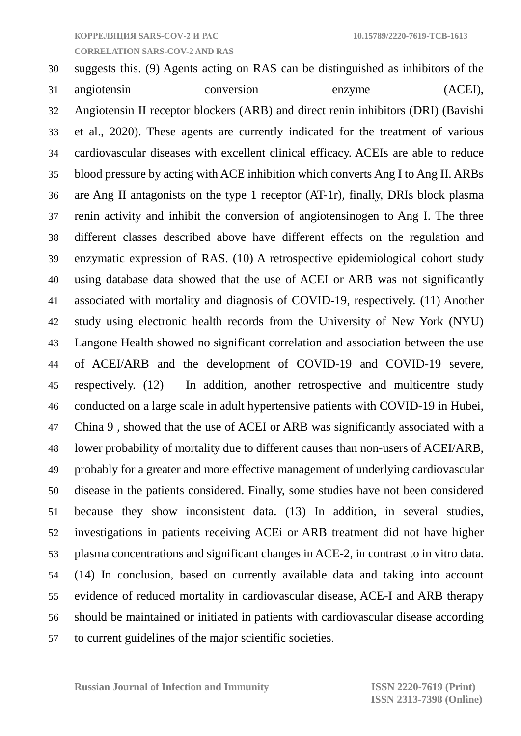suggests this. (9) Agents acting on RAS can be distinguished as inhibitors of the angiotensin conversion enzyme (ACEI), Angiotensin II receptor blockers (ARB) and direct renin inhibitors (DRI) (Bavishi et al., 2020). These agents are currently indicated for the treatment of various cardiovascular diseases with excellent clinical efficacy. ACEIs are able to reduce blood pressure by acting with ACE inhibition which converts Ang I to Ang II. ARBs are Ang II antagonists on the type 1 receptor (AT-1r), finally, DRIs block plasma renin activity and inhibit the conversion of angiotensinogen to Ang I. The three different classes described above have different effects on the regulation and enzymatic expression of RAS. (10) A retrospective epidemiological cohort study using database data showed that the use of ACEI or ARB was not significantly associated with mortality and diagnosis of COVID-19, respectively. (11) Another study using electronic health records from the University of New York (NYU) Langone Health showed no significant correlation and association between the use of ACEI/ARB and the development of COVID-19 and COVID-19 severe, respectively. (12) In addition, another retrospective and multicentre study conducted on a large scale in adult hypertensive patients with COVID-19 in Hubei, China 9 , showed that the use of ACEI or ARB was significantly associated with a lower probability of mortality due to different causes than non-users of ACEI/ARB, probably for a greater and more effective management of underlying cardiovascular disease in the patients considered. Finally, some studies have not been considered because they show inconsistent data. (13) In addition, in several studies, investigations in patients receiving ACEi or ARB treatment did not have higher plasma concentrations and significant changes in ACE-2, in contrast to in vitro data. (14) In conclusion, based on currently available data and taking into account evidence of reduced mortality in cardiovascular disease, ACE-I and ARB therapy should be maintained or initiated in patients with cardiovascular disease according to current guidelines of the major scientific societies.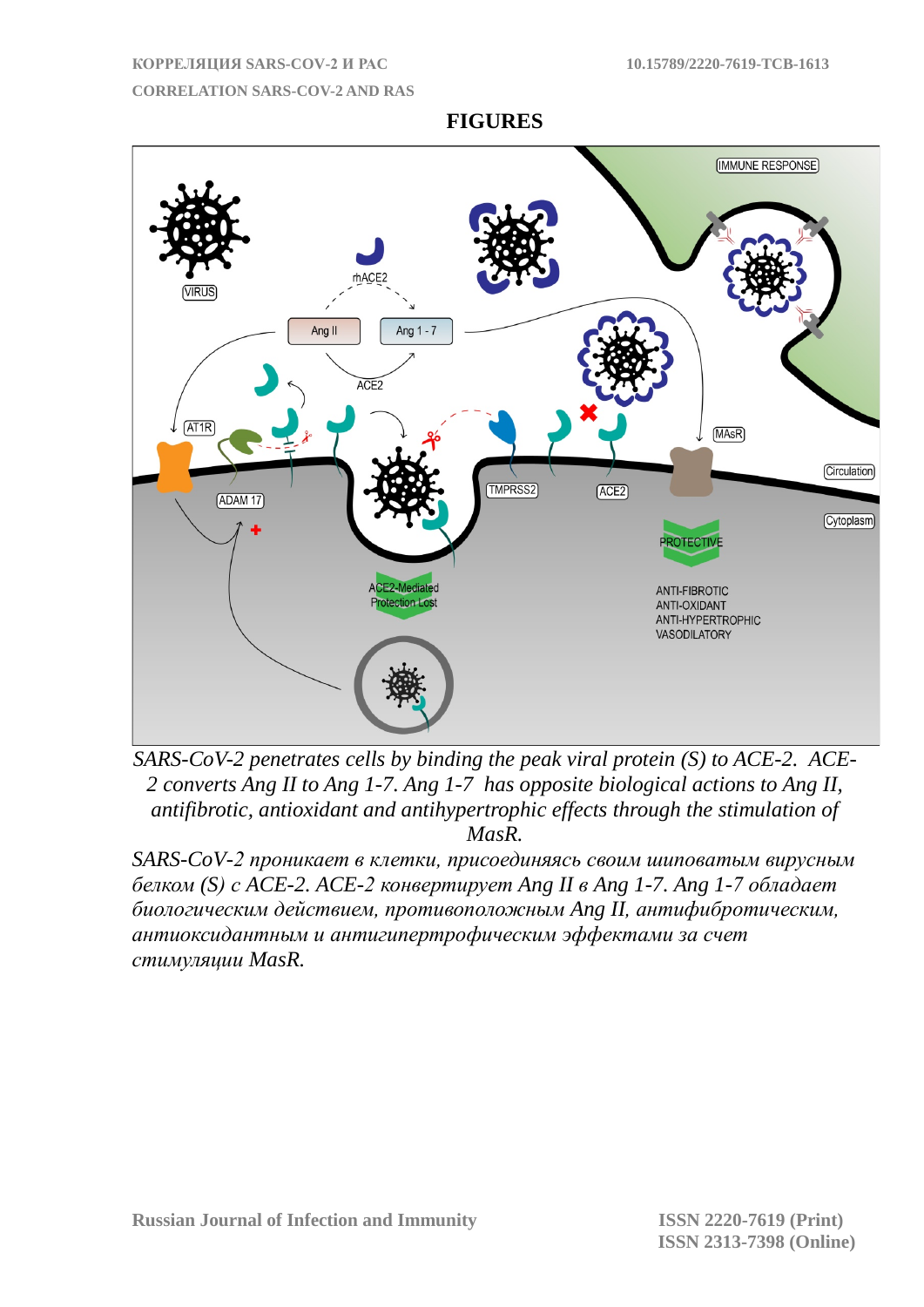## FIGURES

*SARS-CoV-2 penetrates cells by binding the peak viral protein (S) to ACE-2. ACE-2 converts Ang II to Ang 1-7. Ang 1-7 has opposite biological actions to Ang II, antifibrotic, antioxidant and antihypertrophic effects through the stimulation of MasR.*

*SARS-CoV-2 проникает в клетки, присоединяясь своим шиповатым вирусным белком (S) с ACE-2. ACE-2 конвертирует Ang II в Ang 1-7. Ang 1-7 обладает биологическим действием, противоположным Ang II, антифибротическим, антиоксидантным и антигипертрофическим эффектами за счет стимуляции MasR.*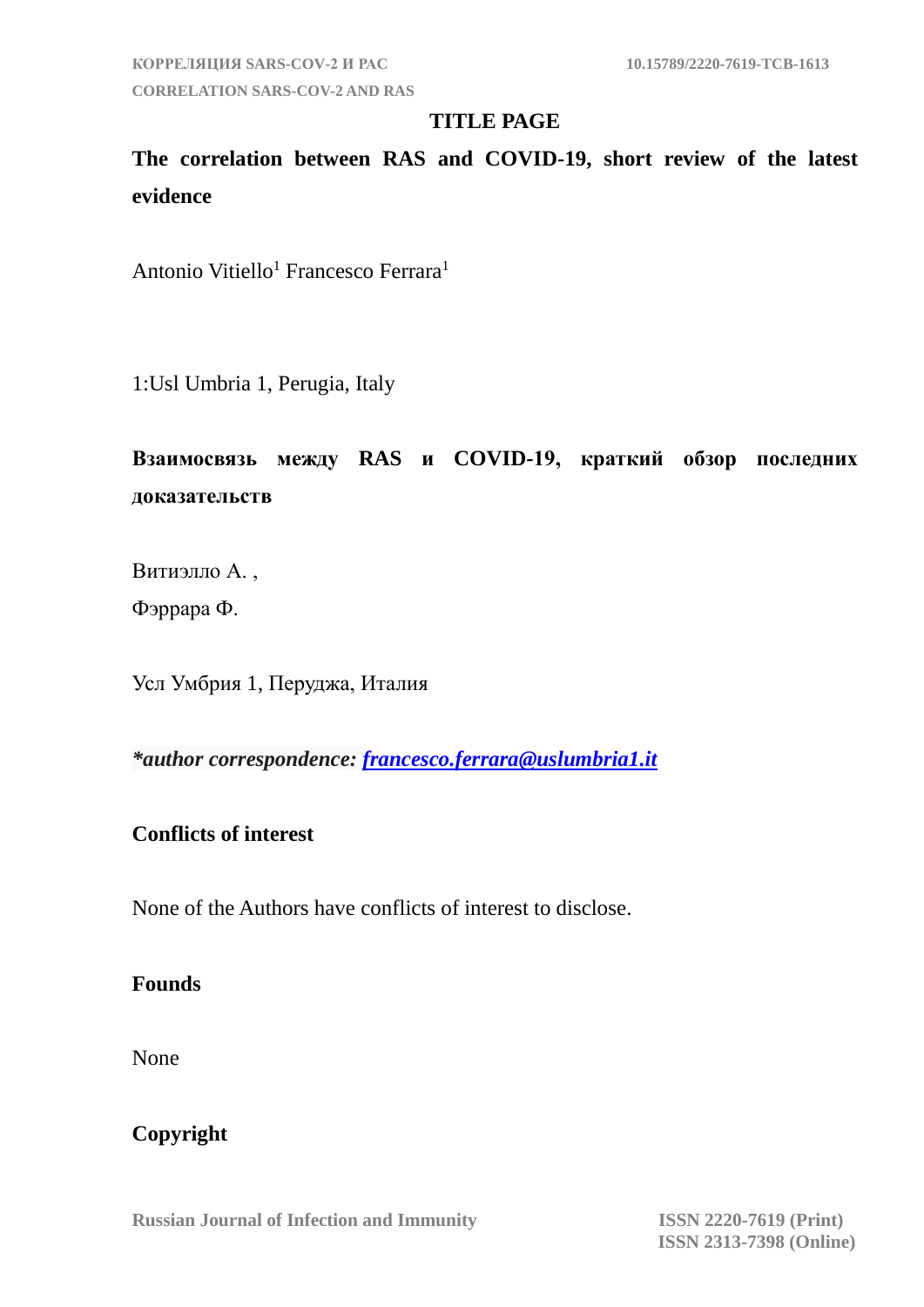## TITLE PAGE

**The correlation between RAS and COVID-19, short review of the latest evidence**

Antonio Vitiello[1] Francesco Ferrara[1]

1:Usl Umbria 1, Perugia, Italy

**Взаимосвязь между RAS и COVID-19, краткий обзор последних доказательств**

Витиэлло А. ,

Фэррара Ф.

Усл Умбрия 1, Перуджа, Италия

***author correspondence: francesco.ferrara@uslumbria1.it***

**Conflicts of interest**

None of the Authors have conflicts of interest to disclose.

**Founds**

None

**Copyright**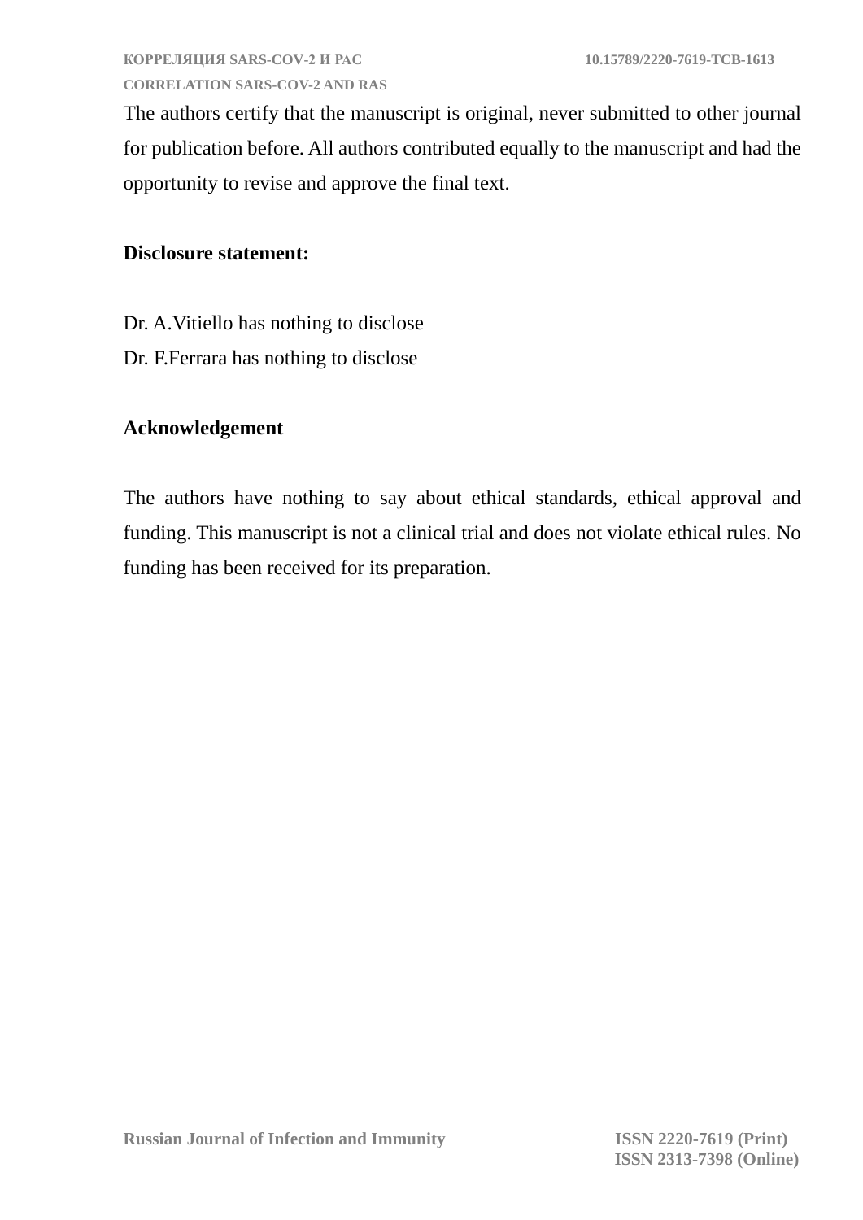The authors certify that the manuscript is original, never submitted to other journal for publication before. All authors contributed equally to the manuscript and had the opportunity to revise and approve the final text.

**Disclosure statement:**

Dr. A.Vitiello has nothing to disclose
Dr. F.Ferrara has nothing to disclose

**Acknowledgement**

The authors have nothing to say about ethical standards, ethical approval and funding. This manuscript is not a clinical trial and does not violate ethical rules. No funding has been received for its preparation.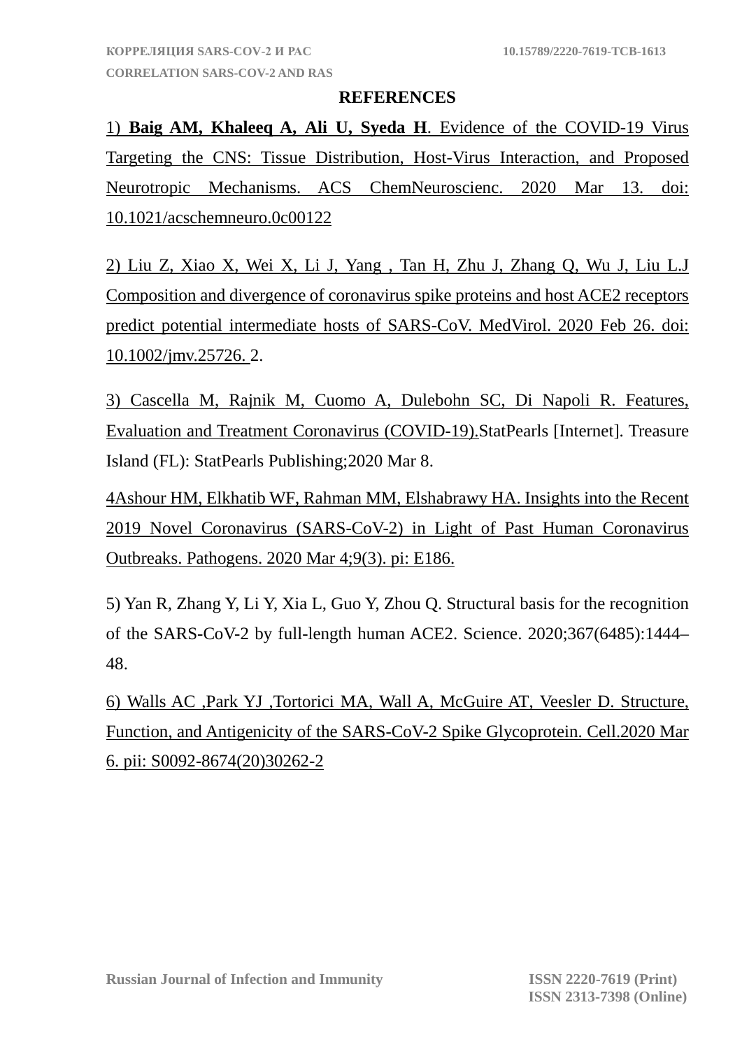## REFERENCES

1) **Baig AM, Khaleeq A, Ali U, Syeda H**. Evidence of the COVID-19 Virus Targeting the CNS: Tissue Distribution, Host-Virus Interaction, and Proposed Neurotropic Mechanisms. ACS ChemNeuroscienc. 2020 Mar 13. doi: 10.1021/acschemneuro.0c00122

2) Liu Z, Xiao X, Wei X, Li J, Yang , Tan H, Zhu J, Zhang Q, Wu J, Liu L.J Composition and divergence of coronavirus spike proteins and host ACE2 receptors predict potential intermediate hosts of SARS-CoV. MedVirol. 2020 Feb 26. doi: 10.1002/jmv.25726. 2.

3) Cascella M, Rajnik M, Cuomo A, Dulebohn SC, Di Napoli R. Features, Evaluation and Treatment Coronavirus (COVID-19).StatPearls [Internet]. Treasure Island (FL): StatPearls Publishing;2020 Mar 8.

4Ashour HM, Elkhatib WF, Rahman MM, Elshabrawy HA. Insights into the Recent 2019 Novel Coronavirus (SARS-CoV-2) in Light of Past Human Coronavirus Outbreaks. Pathogens. 2020 Mar 4;9(3). pi: E186.

5) Yan R, Zhang Y, Li Y, Xia L, Guo Y, Zhou Q. Structural basis for the recognition of the SARS-CoV-2 by full-length human ACE2. Science. 2020;367(6485):1444–48.

6) Walls AC ,Park YJ ,Tortorici MA, Wall A, McGuire AT, Veesler D. Structure, Function, and Antigenicity of the SARS-CoV-2 Spike Glycoprotein. Cell.2020 Mar 6. pii: S0092-8674(20)30262-2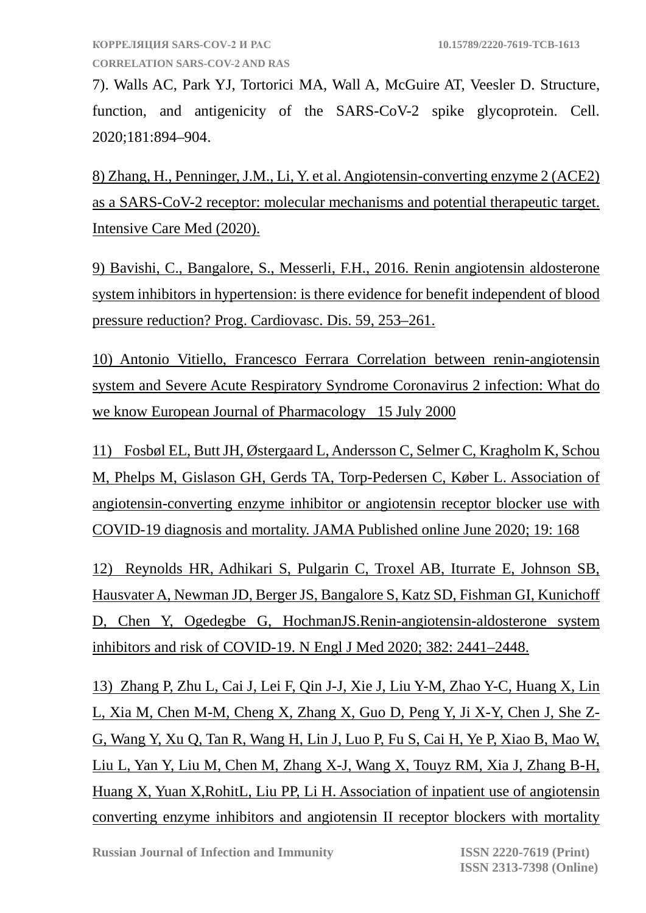7). Walls AC, Park YJ, Tortorici MA, Wall A, McGuire AT, Veesler D. Structure, function, and antigenicity of the SARS-CoV-2 spike glycoprotein. Cell. 2020;181:894–904.

8) Zhang, H., Penninger, J.M., Li, Y. et al. Angiotensin-converting enzyme 2 (ACE2) as a SARS-CoV-2 receptor: molecular mechanisms and potential therapeutic target. Intensive Care Med (2020).

9) Bavishi, C., Bangalore, S., Messerli, F.H., 2016. Renin angiotensin aldosterone system inhibitors in hypertension: is there evidence for benefit independent of blood pressure reduction? Prog. Cardiovasc. Dis. 59, 253–261.

10) Antonio Vitiello, Francesco Ferrara Correlation between renin-angiotensin system and Severe Acute Respiratory Syndrome Coronavirus 2 infection: What do we know European Journal of Pharmacology 15 July 2000

11) Fosbøl EL, Butt JH, Østergaard L, Andersson C, Selmer C, Kragholm K, Schou M, Phelps M, Gislason GH, Gerds TA, Torp-Pedersen C, Køber L. Association of angiotensin-converting enzyme inhibitor or angiotensin receptor blocker use with COVID-19 diagnosis and mortality. JAMA Published online June 2020; 19: 168

12) Reynolds HR, Adhikari S, Pulgarin C, Troxel AB, Iturrate E, Johnson SB, Hausvater A, Newman JD, Berger JS, Bangalore S, Katz SD, Fishman GI, Kunichoff D, Chen Y, Ogedegbe G, HochmanJS.Renin-angiotensin-aldosterone system inhibitors and risk of COVID-19. N Engl J Med 2020; 382: 2441–2448.

13) Zhang P, Zhu L, Cai J, Lei F, Qin J-J, Xie J, Liu Y-M, Zhao Y-C, Huang X, Lin L, Xia M, Chen M-M, Cheng X, Zhang X, Guo D, Peng Y, Ji X-Y, Chen J, She Z-G, Wang Y, Xu Q, Tan R, Wang H, Lin J, Luo P, Fu S, Cai H, Ye P, Xiao B, Mao W, Liu L, Yan Y, Liu M, Chen M, Zhang X-J, Wang X, Touyz RM, Xia J, Zhang B-H, Huang X, Yuan X,RohitL, Liu PP, Li H. Association of inpatient use of angiotensin converting enzyme inhibitors and angiotensin II receptor blockers with mortality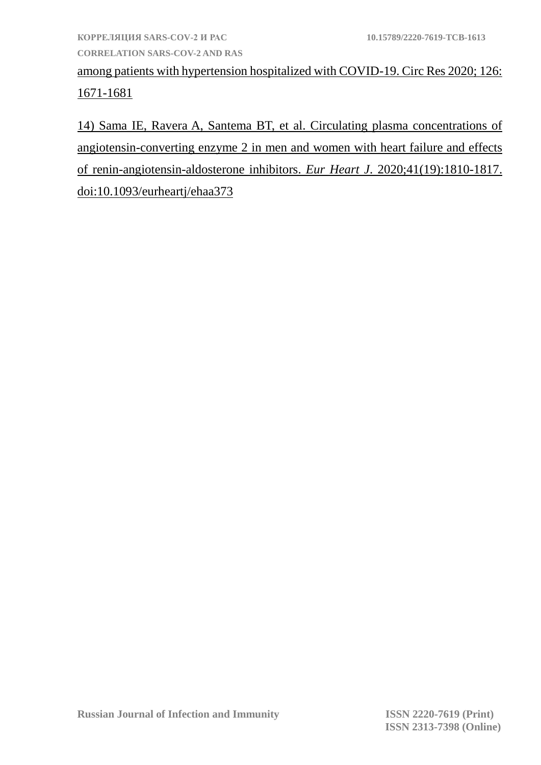among patients with hypertension hospitalized with COVID-19. Circ Res 2020; 126: 1671-1681

14) Sama IE, Ravera A, Santema BT, et al. Circulating plasma concentrations of angiotensin-converting enzyme 2 in men and women with heart failure and effects of renin-angiotensin-aldosterone inhibitors. *Eur Heart J*. 2020;41(19):1810-1817. doi:10.1093/eurheartj/ehaa373